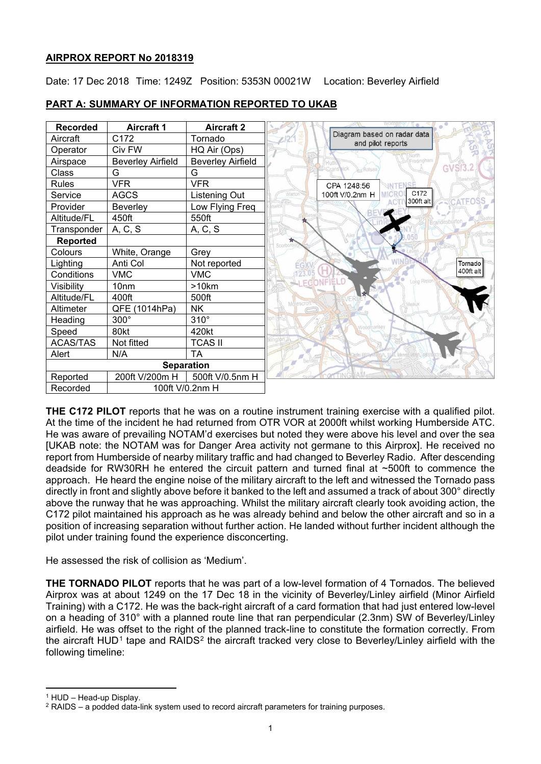**AIRPROX REPORT No 2018319**

Date: 17 Dec 2018 Time: 1249Z Position: 5353N 00021W Location: Beverley Airfield

**PART A: SUMMARY OF INFORMATION REPORTED TO UKAB**

| Recorded | Aircraft 1 | Aircraft 2 |
|---|---|---|
| Aircraft | C172 | Tornado |
| Operator | Civ FW | HQ Air (Ops) |
| Airspace | Beverley Airfield | Beverley Airfield |
| Class | G | G |
| Rules | VFR | VFR |
| Service | AGCS | Listening Out |
| Provider | Beverley | Low Flying Freq |
| Altitude/FL | 450ft | 550ft |
| Transponder | A, C, S | A, C, S |
| **Reported** | | |
| Colours | White, Orange | Grey |
| Lighting | Anti Col | Not reported |
| Conditions | VMC | VMC |
| Visibility | 10nm | >10km |
| Altitude/FL | 400ft | 500ft |
| Altimeter | QFE (1014hPa) | NK |
| Heading | 300° | 310° |
| Speed | 80kt | 420kt |
| ACAS/TAS | Not fitted | TCAS II |
| Alert | N/A | TA |
| **Separation** | | |
| Reported | 200ft V/200m H | 500ft V/0.5nm H |
| Recorded | 100ft V/0.2nm H | |

Diagram based on radar data and pilot reports

CPA 1248:56 100ft V/0.2nm H

C172 300ft alt

Tornado 400ft alt

**THE C172 PILOT** reports that he was on a routine instrument training exercise with a qualified pilot. At the time of the incident he had returned from OTR VOR at 2000ft whilst working Humberside ATC. He was aware of prevailing NOTAM'd exercises but noted they were above his level and over the sea [UKAB note: the NOTAM was for Danger Area activity not germane to this Airprox]. He received no report from Humberside of nearby military traffic and had changed to Beverley Radio. After descending deadside for RW30RH he entered the circuit pattern and turned final at ~500ft to commence the approach. He heard the engine noise of the military aircraft to the left and witnessed the Tornado pass directly in front and slightly above before it banked to the left and assumed a track of about 300° directly above the runway that he was approaching. Whilst the military aircraft clearly took avoiding action, the C172 pilot maintained his approach as he was already behind and below the other aircraft and so in a position of increasing separation without further action. He landed without further incident although the pilot under training found the experience disconcerting.

He assessed the risk of collision as 'Medium'.

**THE TORNADO PILOT** reports that he was part of a low-level formation of 4 Tornados. The believed Airprox was at about 1249 on the 17 Dec 18 in the vicinity of Beverley/Linley airfield (Minor Airfield Training) with a C172. He was the back-right aircraft of a card formation that had just entered low-level on a heading of 310° with a planned route line that ran perpendicular (2.3nm) SW of Beverley/Linley airfield. He was offset to the right of the planned track-line to constitute the formation correctly. From the aircraft HUD[1] tape and RAIDS[2] the aircraft tracked very close to Beverley/Linley airfield with the following timeline:

[1] HUD – Head-up Display.
[2] RAIDS – a podded data-link system used to record aircraft parameters for training purposes.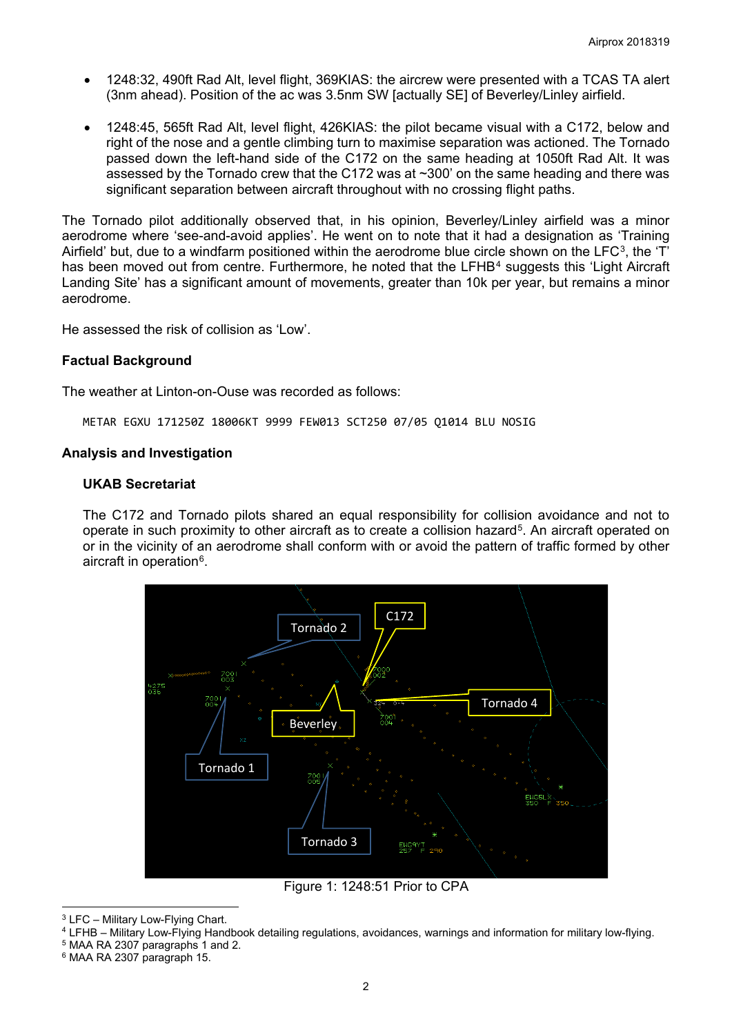- 1248:32, 490ft Rad Alt, level flight, 369KIAS: the aircrew were presented with a TCAS TA alert (3nm ahead). Position of the ac was 3.5nm SW [actually SE] of Beverley/Linley airfield.

- 1248:45, 565ft Rad Alt, level flight, 426KIAS: the pilot became visual with a C172, below and right of the nose and a gentle climbing turn to maximise separation was actioned. The Tornado passed down the left-hand side of the C172 on the same heading at 1050ft Rad Alt. It was assessed by the Tornado crew that the C172 was at ~300' on the same heading and there was significant separation between aircraft throughout with no crossing flight paths.

The Tornado pilot additionally observed that, in his opinion, Beverley/Linley airfield was a minor aerodrome where 'see-and-avoid applies'. He went on to note that it had a designation as 'Training Airfield' but, due to a windfarm positioned within the aerodrome blue circle shown on the LFC[3], the 'T' has been moved out from centre. Furthermore, he noted that the LFHB[4] suggests this 'Light Aircraft Landing Site' has a significant amount of movements, greater than 10k per year, but remains a minor aerodrome.

He assessed the risk of collision as 'Low'.

**Factual Background**

The weather at Linton-on-Ouse was recorded as follows:

```
METAR EGXU 171250Z 18006KT 9999 FEW013 SCT250 07/05 Q1014 BLU NOSIG
```

**Analysis and Investigation**

**UKAB Secretariat**

The C172 and Tornado pilots shared an equal responsibility for collision avoidance and not to operate in such proximity to other aircraft as to create a collision hazard[5]. An aircraft operated on or in the vicinity of an aerodrome shall conform with or avoid the pattern of traffic formed by other aircraft in operation[6].

Figure 1: 1248:51 Prior to CPA

[3] LFC – Military Low-Flying Chart.
[4] LFHB – Military Low-Flying Handbook detailing regulations, avoidances, warnings and information for military low-flying.
[5] MAA RA 2307 paragraphs 1 and 2.
[6] MAA RA 2307 paragraph 15.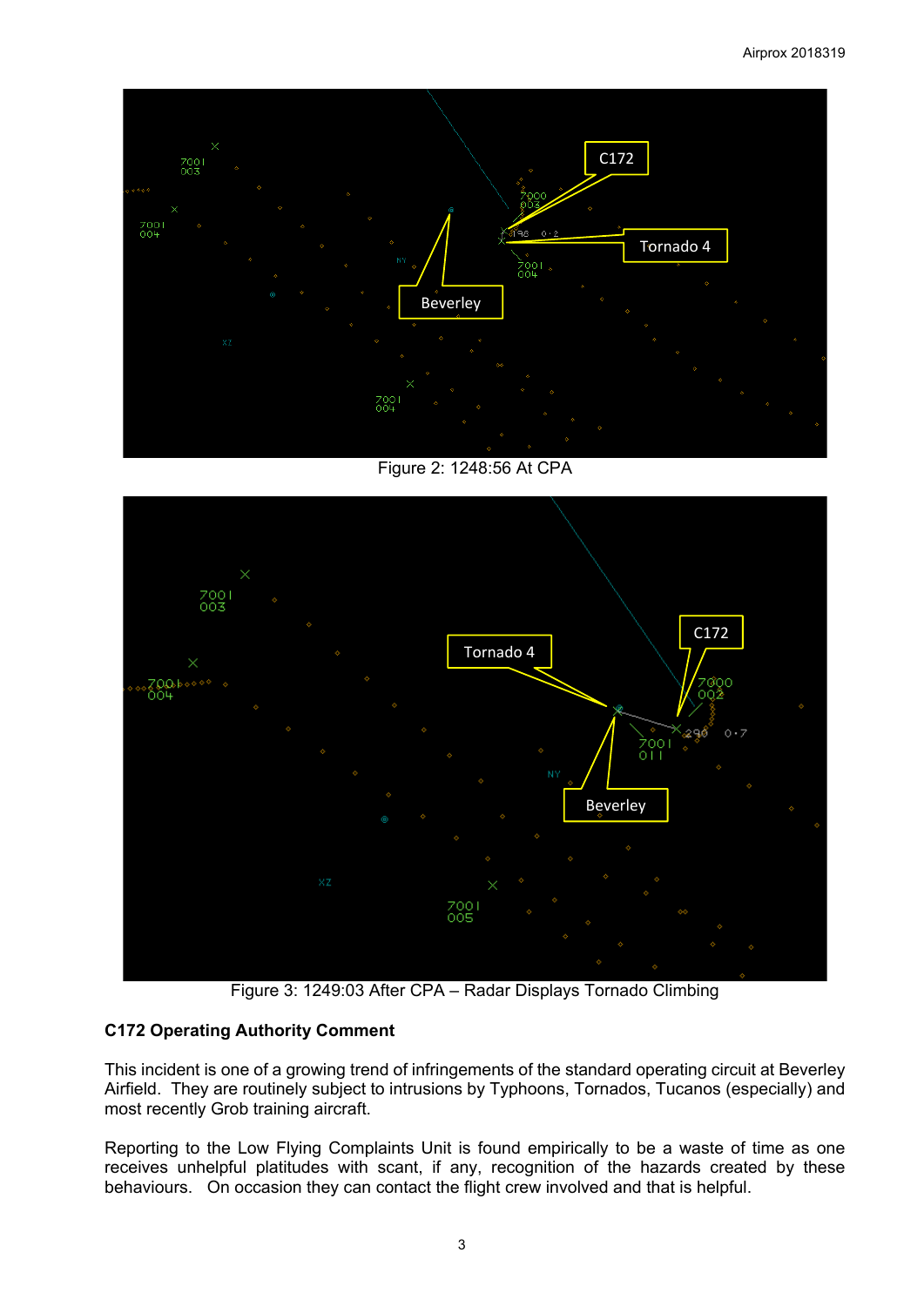Figure 2: 1248:56 At CPA

Figure 3: 1249:03 After CPA – Radar Displays Tornado Climbing

**C172 Operating Authority Comment**

This incident is one of a growing trend of infringements of the standard operating circuit at Beverley Airfield. They are routinely subject to intrusions by Typhoons, Tornados, Tucanos (especially) and most recently Grob training aircraft.

Reporting to the Low Flying Complaints Unit is found empirically to be a waste of time as one receives unhelpful platitudes with scant, if any, recognition of the hazards created by these behaviours. On occasion they can contact the flight crew involved and that is helpful.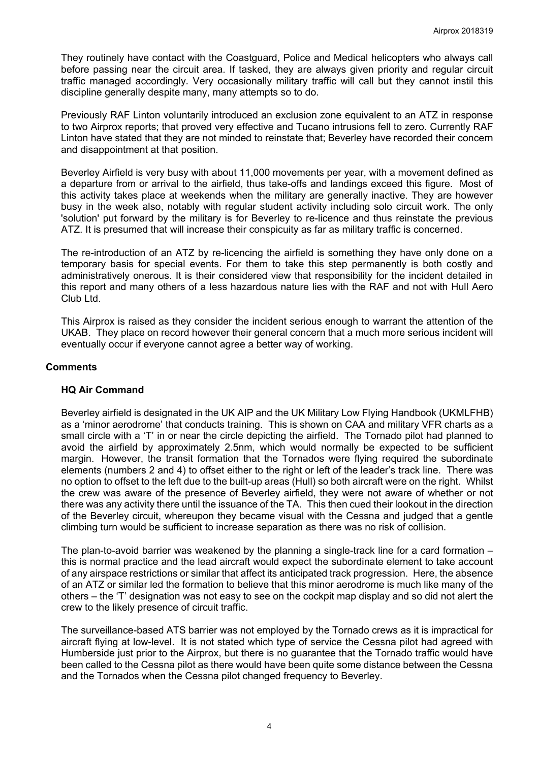They routinely have contact with the Coastguard, Police and Medical helicopters who always call before passing near the circuit area. If tasked, they are always given priority and regular circuit traffic managed accordingly. Very occasionally military traffic will call but they cannot instil this discipline generally despite many, many attempts so to do.

Previously RAF Linton voluntarily introduced an exclusion zone equivalent to an ATZ in response to two Airprox reports; that proved very effective and Tucano intrusions fell to zero. Currently RAF Linton have stated that they are not minded to reinstate that; Beverley have recorded their concern and disappointment at that position.

Beverley Airfield is very busy with about 11,000 movements per year, with a movement defined as a departure from or arrival to the airfield, thus take-offs and landings exceed this figure. Most of this activity takes place at weekends when the military are generally inactive. They are however busy in the week also, notably with regular student activity including solo circuit work. The only 'solution' put forward by the military is for Beverley to re-licence and thus reinstate the previous ATZ. It is presumed that will increase their conspicuity as far as military traffic is concerned.

The re-introduction of an ATZ by re-licencing the airfield is something they have only done on a temporary basis for special events. For them to take this step permanently is both costly and administratively onerous. It is their considered view that responsibility for the incident detailed in this report and many others of a less hazardous nature lies with the RAF and not with Hull Aero Club Ltd.

This Airprox is raised as they consider the incident serious enough to warrant the attention of the UKAB. They place on record however their general concern that a much more serious incident will eventually occur if everyone cannot agree a better way of working.

## Comments

### HQ Air Command

Beverley airfield is designated in the UK AIP and the UK Military Low Flying Handbook (UKMLFHB) as a 'minor aerodrome' that conducts training. This is shown on CAA and military VFR charts as a small circle with a 'T' in or near the circle depicting the airfield. The Tornado pilot had planned to avoid the airfield by approximately 2.5nm, which would normally be expected to be sufficient margin. However, the transit formation that the Tornados were flying required the subordinate elements (numbers 2 and 4) to offset either to the right or left of the leader's track line. There was no option to offset to the left due to the built-up areas (Hull) so both aircraft were on the right. Whilst the crew was aware of the presence of Beverley airfield, they were not aware of whether or not there was any activity there until the issuance of the TA. This then cued their lookout in the direction of the Beverley circuit, whereupon they became visual with the Cessna and judged that a gentle climbing turn would be sufficient to increase separation as there was no risk of collision.

The plan-to-avoid barrier was weakened by the planning a single-track line for a card formation – this is normal practice and the lead aircraft would expect the subordinate element to take account of any airspace restrictions or similar that affect its anticipated track progression. Here, the absence of an ATZ or similar led the formation to believe that this minor aerodrome is much like many of the others – the 'T' designation was not easy to see on the cockpit map display and so did not alert the crew to the likely presence of circuit traffic.

The surveillance-based ATS barrier was not employed by the Tornado crews as it is impractical for aircraft flying at low-level. It is not stated which type of service the Cessna pilot had agreed with Humberside just prior to the Airprox, but there is no guarantee that the Tornado traffic would have been called to the Cessna pilot as there would have been quite some distance between the Cessna and the Tornados when the Cessna pilot changed frequency to Beverley.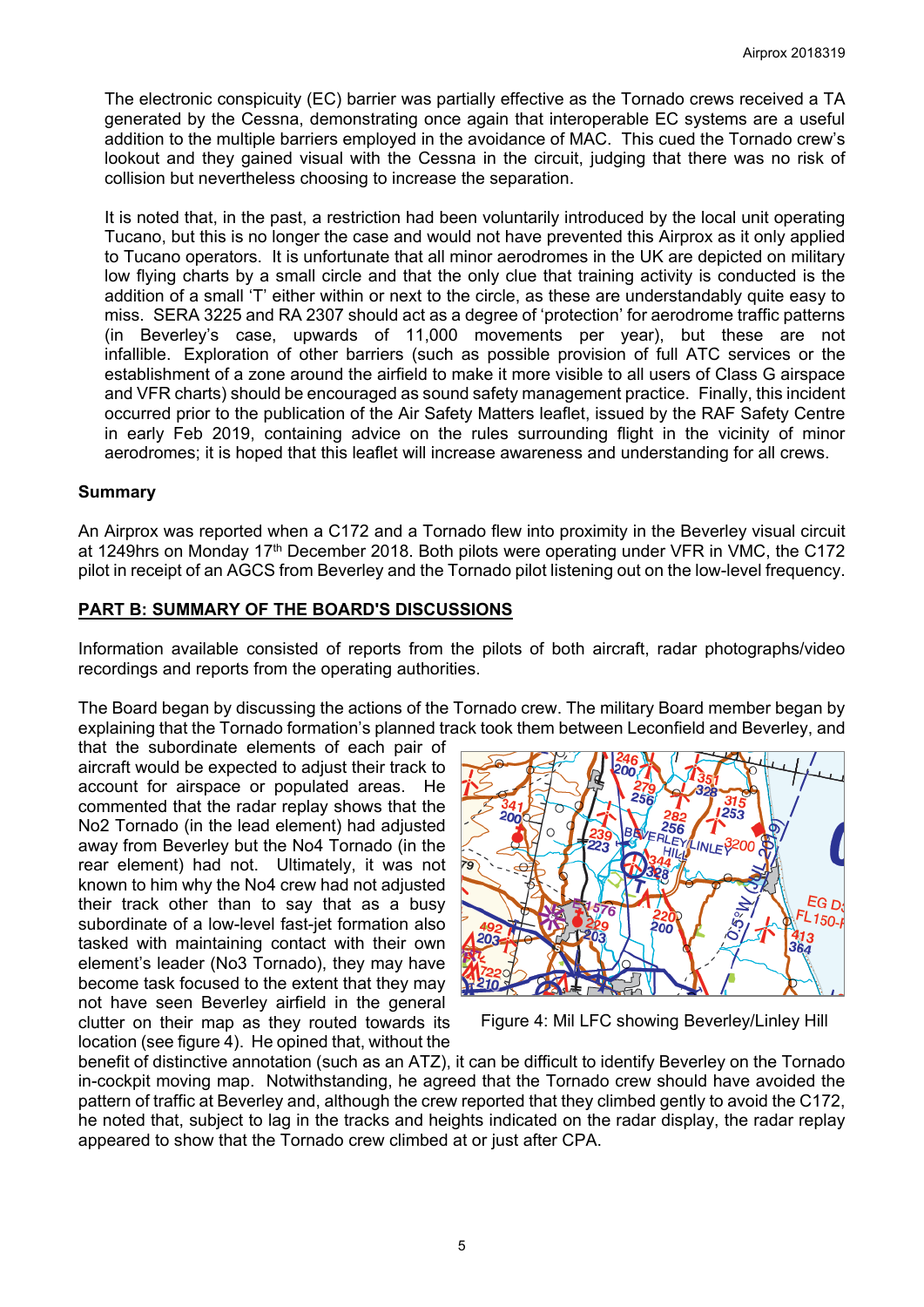The electronic conspicuity (EC) barrier was partially effective as the Tornado crews received a TA generated by the Cessna, demonstrating once again that interoperable EC systems are a useful addition to the multiple barriers employed in the avoidance of MAC. This cued the Tornado crew's lookout and they gained visual with the Cessna in the circuit, judging that there was no risk of collision but nevertheless choosing to increase the separation.

It is noted that, in the past, a restriction had been voluntarily introduced by the local unit operating Tucano, but this is no longer the case and would not have prevented this Airprox as it only applied to Tucano operators. It is unfortunate that all minor aerodromes in the UK are depicted on military low flying charts by a small circle and that the only clue that training activity is conducted is the addition of a small 'T' either within or next to the circle, as these are understandably quite easy to miss. SERA 3225 and RA 2307 should act as a degree of 'protection' for aerodrome traffic patterns (in Beverley's case, upwards of 11,000 movements per year), but these are not infallible. Exploration of other barriers (such as possible provision of full ATC services or the establishment of a zone around the airfield to make it more visible to all users of Class G airspace and VFR charts) should be encouraged as sound safety management practice. Finally, this incident occurred prior to the publication of the Air Safety Matters leaflet, issued by the RAF Safety Centre in early Feb 2019, containing advice on the rules surrounding flight in the vicinity of minor aerodromes; it is hoped that this leaflet will increase awareness and understanding for all crews.

### Summary

An Airprox was reported when a C172 and a Tornado flew into proximity in the Beverley visual circuit at 1249hrs on Monday 17th December 2018. Both pilots were operating under VFR in VMC, the C172 pilot in receipt of an AGCS from Beverley and the Tornado pilot listening out on the low-level frequency.

## PART B: SUMMARY OF THE BOARD'S DISCUSSIONS

Information available consisted of reports from the pilots of both aircraft, radar photographs/video recordings and reports from the operating authorities.

The Board began by discussing the actions of the Tornado crew. The military Board member began by explaining that the Tornado formation's planned track took them between Leconfield and Beverley, and that the subordinate elements of each pair of aircraft would be expected to adjust their track to account for airspace or populated areas. He commented that the radar replay shows that the No2 Tornado (in the lead element) had adjusted away from Beverley but the No4 Tornado (in the rear element) had not. Ultimately, it was not known to him why the No4 crew had not adjusted their track other than to say that as a busy subordinate of a low-level fast-jet formation also tasked with maintaining contact with their own element's leader (No3 Tornado), they may have become task focused to the extent that they may not have seen Beverley airfield in the general clutter on their map as they routed towards its location (see figure 4). He opined that, without the benefit of distinctive annotation (such as an ATZ), it can be difficult to identify Beverley on the Tornado in-cockpit moving map. Notwithstanding, he agreed that the Tornado crew should have avoided the pattern of traffic at Beverley and, although the crew reported that they climbed gently to avoid the C172, he noted that, subject to lag in the tracks and heights indicated on the radar display, the radar replay appeared to show that the Tornado crew climbed at or just after CPA.

Figure 4: Mil LFC showing Beverley/Linley Hill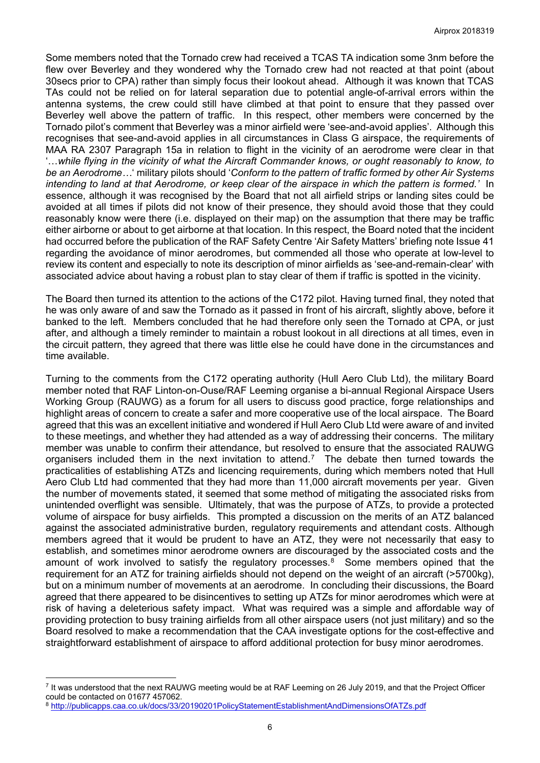Some members noted that the Tornado crew had received a TCAS TA indication some 3nm before the flew over Beverley and they wondered why the Tornado crew had not reacted at that point (about 30secs prior to CPA) rather than simply focus their lookout ahead. Although it was known that TCAS TAs could not be relied on for lateral separation due to potential angle-of-arrival errors within the antenna systems, the crew could still have climbed at that point to ensure that they passed over Beverley well above the pattern of traffic. In this respect, other members were concerned by the Tornado pilot's comment that Beverley was a minor airfield were 'see-and-avoid applies'. Although this recognises that see-and-avoid applies in all circumstances in Class G airspace, the requirements of MAA RA 2307 Paragraph 15a in relation to flight in the vicinity of an aerodrome were clear in that '…*while flying in the vicinity of what the Aircraft Commander knows, or ought reasonably to know, to be an Aerodrome…*' military pilots should '*Conform to the pattern of traffic formed by other Air Systems intending to land at that Aerodrome, or keep clear of the airspace in which the pattern is formed.'* In essence, although it was recognised by the Board that not all airfield strips or landing sites could be avoided at all times if pilots did not know of their presence, they should avoid those that they could reasonably know were there (i.e. displayed on their map) on the assumption that there may be traffic either airborne or about to get airborne at that location. In this respect, the Board noted that the incident had occurred before the publication of the RAF Safety Centre 'Air Safety Matters' briefing note Issue 41 regarding the avoidance of minor aerodromes, but commended all those who operate at low-level to review its content and especially to note its description of minor airfields as 'see-and-remain-clear' with associated advice about having a robust plan to stay clear of them if traffic is spotted in the vicinity.

The Board then turned its attention to the actions of the C172 pilot. Having turned final, they noted that he was only aware of and saw the Tornado as it passed in front of his aircraft, slightly above, before it banked to the left. Members concluded that he had therefore only seen the Tornado at CPA, or just after, and although a timely reminder to maintain a robust lookout in all directions at all times, even in the circuit pattern, they agreed that there was little else he could have done in the circumstances and time available.

Turning to the comments from the C172 operating authority (Hull Aero Club Ltd), the military Board member noted that RAF Linton-on-Ouse/RAF Leeming organise a bi-annual Regional Airspace Users Working Group (RAUWG) as a forum for all users to discuss good practice, forge relationships and highlight areas of concern to create a safer and more cooperative use of the local airspace. The Board agreed that this was an excellent initiative and wondered if Hull Aero Club Ltd were aware of and invited to these meetings, and whether they had attended as a way of addressing their concerns. The military member was unable to confirm their attendance, but resolved to ensure that the associated RAUWG organisers included them in the next invitation to attend.[7] The debate then turned towards the practicalities of establishing ATZs and licencing requirements, during which members noted that Hull Aero Club Ltd had commented that they had more than 11,000 aircraft movements per year. Given the number of movements stated, it seemed that some method of mitigating the associated risks from unintended overflight was sensible. Ultimately, that was the purpose of ATZs, to provide a protected volume of airspace for busy airfields. This prompted a discussion on the merits of an ATZ balanced against the associated administrative burden, regulatory requirements and attendant costs. Although members agreed that it would be prudent to have an ATZ, they were not necessarily that easy to establish, and sometimes minor aerodrome owners are discouraged by the associated costs and the amount of work involved to satisfy the regulatory processes.[8] Some members opined that the requirement for an ATZ for training airfields should not depend on the weight of an aircraft (>5700kg), but on a minimum number of movements at an aerodrome. In concluding their discussions, the Board agreed that there appeared to be disincentives to setting up ATZs for minor aerodromes which were at risk of having a deleterious safety impact. What was required was a simple and affordable way of providing protection to busy training airfields from all other airspace users (not just military) and so the Board resolved to make a recommendation that the CAA investigate options for the cost-effective and straightforward establishment of airspace to afford additional protection for busy minor aerodromes.

---

[7] It was understood that the next RAUWG meeting would be at RAF Leeming on 26 July 2019, and that the Project Officer could be contacted on 01677 457062.

[8] http://publicapps.caa.co.uk/docs/33/20190201PolicyStatementEstablishmentAndDimensionsOfATZs.pdf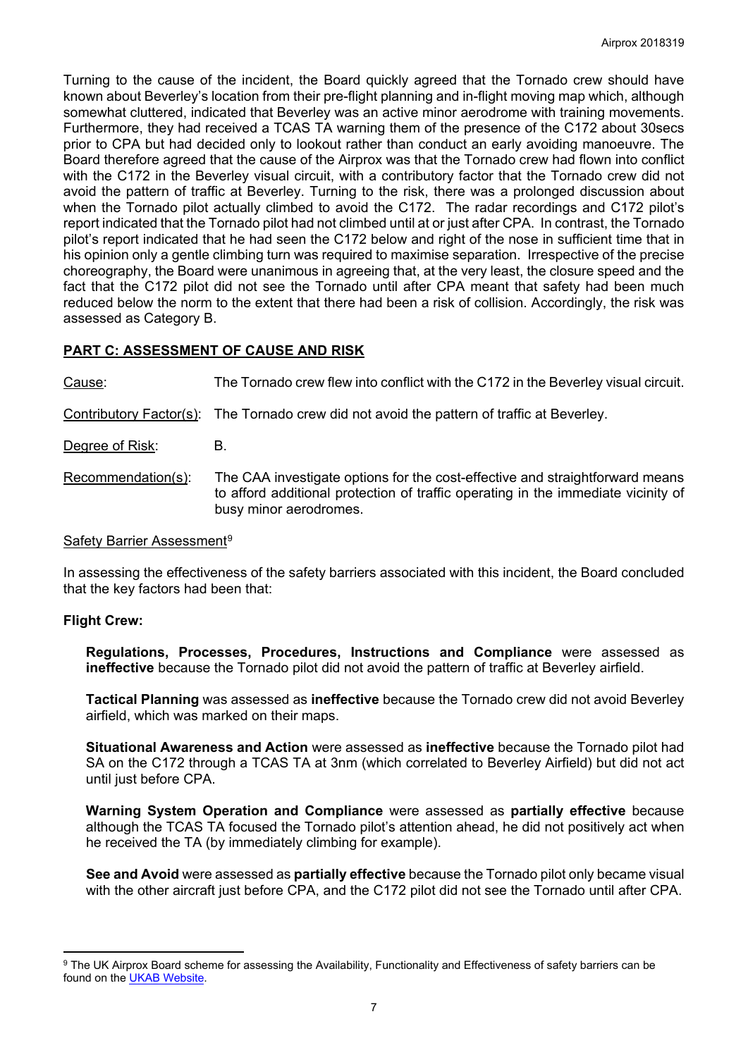Turning to the cause of the incident, the Board quickly agreed that the Tornado crew should have known about Beverley's location from their pre-flight planning and in-flight moving map which, although somewhat cluttered, indicated that Beverley was an active minor aerodrome with training movements. Furthermore, they had received a TCAS TA warning them of the presence of the C172 about 30secs prior to CPA but had decided only to lookout rather than conduct an early avoiding manoeuvre. The Board therefore agreed that the cause of the Airprox was that the Tornado crew had flown into conflict with the C172 in the Beverley visual circuit, with a contributory factor that the Tornado crew did not avoid the pattern of traffic at Beverley. Turning to the risk, there was a prolonged discussion about when the Tornado pilot actually climbed to avoid the C172. The radar recordings and C172 pilot's report indicated that the Tornado pilot had not climbed until at or just after CPA. In contrast, the Tornado pilot's report indicated that he had seen the C172 below and right of the nose in sufficient time that in his opinion only a gentle climbing turn was required to maximise separation. Irrespective of the precise choreography, the Board were unanimous in agreeing that, at the very least, the closure speed and the fact that the C172 pilot did not see the Tornado until after CPA meant that safety had been much reduced below the norm to the extent that there had been a risk of collision. Accordingly, the risk was assessed as Category B.

## PART C: ASSESSMENT OF CAUSE AND RISK

Cause: The Tornado crew flew into conflict with the C172 in the Beverley visual circuit.

Contributory Factor(s): The Tornado crew did not avoid the pattern of traffic at Beverley.

Degree of Risk: B.

Recommendation(s): The CAA investigate options for the cost-effective and straightforward means to afford additional protection of traffic operating in the immediate vicinity of busy minor aerodromes.

Safety Barrier Assessment[9]

In assessing the effectiveness of the safety barriers associated with this incident, the Board concluded that the key factors had been that:

**Flight Crew:**

**Regulations, Processes, Procedures, Instructions and Compliance** were assessed as **ineffective** because the Tornado pilot did not avoid the pattern of traffic at Beverley airfield.

**Tactical Planning** was assessed as **ineffective** because the Tornado crew did not avoid Beverley airfield, which was marked on their maps.

**Situational Awareness and Action** were assessed as **ineffective** because the Tornado pilot had SA on the C172 through a TCAS TA at 3nm (which correlated to Beverley Airfield) but did not act until just before CPA.

**Warning System Operation and Compliance** were assessed as **partially effective** because although the TCAS TA focused the Tornado pilot's attention ahead, he did not positively act when he received the TA (by immediately climbing for example).

**See and Avoid** were assessed as **partially effective** because the Tornado pilot only became visual with the other aircraft just before CPA, and the C172 pilot did not see the Tornado until after CPA.

---

[9] The UK Airprox Board scheme for assessing the Availability, Functionality and Effectiveness of safety barriers can be found on the UKAB Website.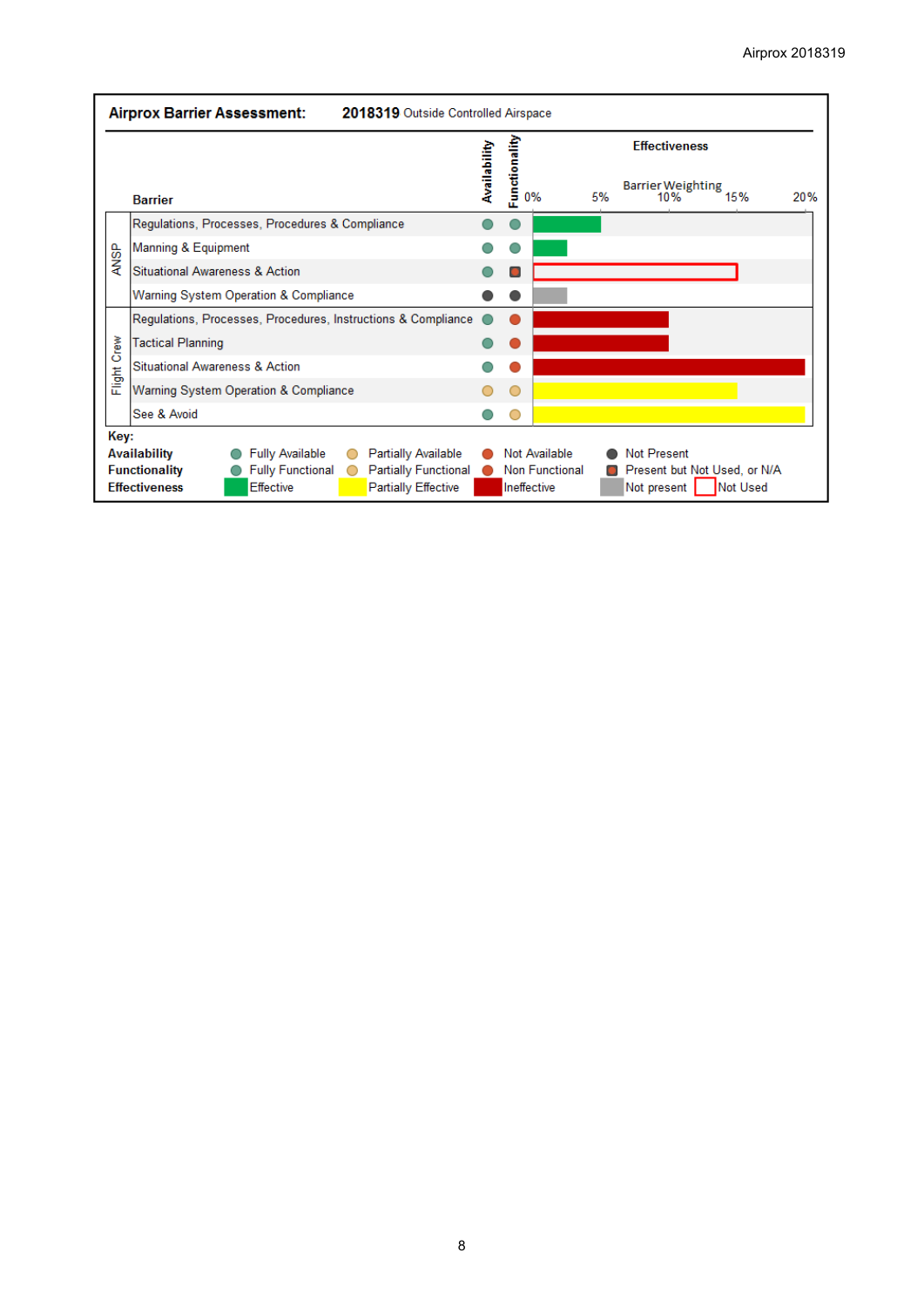**Airprox Barrier Assessment:** **2018319** Outside Controlled Airspace

| | Barrier | Availability | Functionality |
|---|---|---|---|
| ANSP | Regulations, Processes, Procedures & Compliance | | |
| | Manning & Equipment | | |
| | Situational Awareness & Action | | |
| | Warning System Operation & Compliance | | |
| Flight Crew | Regulations, Processes, Procedures, Instructions & Compliance | | |
| | Tactical Planning | | |
| | Situational Awareness & Action | | |
| | Warning System Operation & Compliance | | |
| | See & Avoid | | |

Effectiveness

Barrier Weighting

0%
5%
10%
15%
20%

**Key:**

**Availability** — Fully Available, Partially Available, Not Available, Not Present

**Functionality** — Fully Functional, Partially Functional, Non Functional, Present but Not Used, or N/A

**Effectiveness** — Effective, Partially Effective, Ineffective, Not present, Not Used